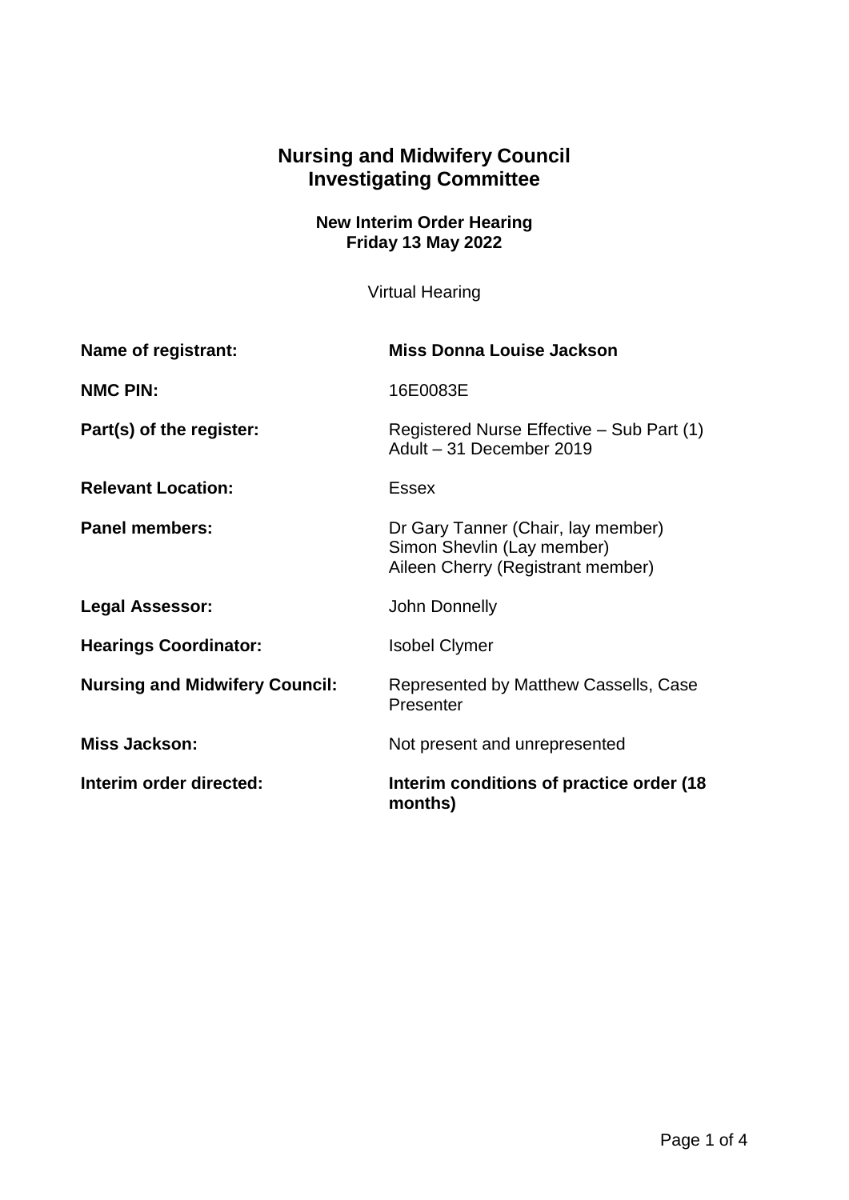# Nursing and Midwifery Council
# Investigating Committee

**New Interim Order Hearing**
**Friday 13 May 2022**

Virtual Hearing

| | |
|---|---|
| **Name of registrant:** | **Miss Donna Louise Jackson** |
| **NMC PIN:** | 16E0083E |
| **Part(s) of the register:** | Registered Nurse Effective – Sub Part (1) Adult – 31 December 2019 |
| **Relevant Location:** | Essex |
| **Panel members:** | Dr Gary Tanner (Chair, lay member)<br>Simon Shevlin (Lay member)<br>Aileen Cherry (Registrant member) |
| **Legal Assessor:** | John Donnelly |
| **Hearings Coordinator:** | Isobel Clymer |
| **Nursing and Midwifery Council:** | Represented by Matthew Cassells, Case Presenter |
| **Miss Jackson:** | Not present and unrepresented |
| **Interim order directed:** | **Interim conditions of practice order (18 months)** |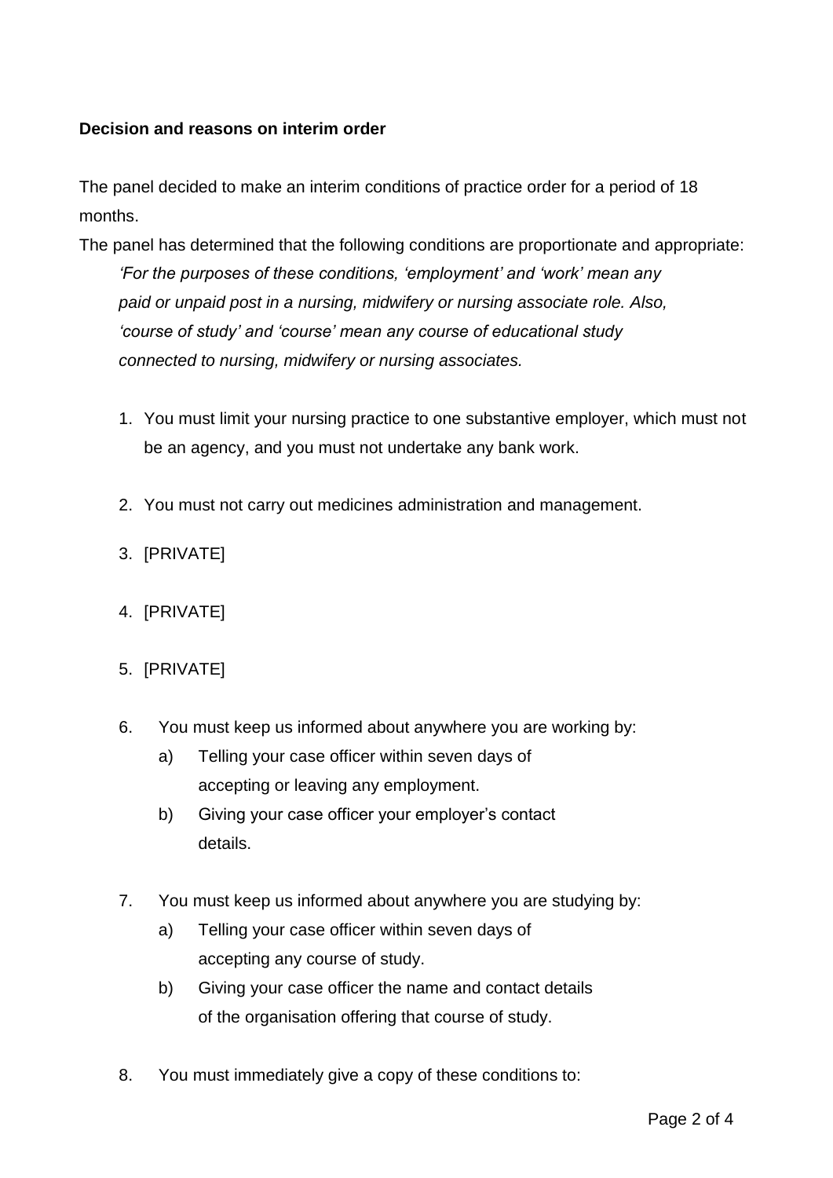**Decision and reasons on interim order**

The panel decided to make an interim conditions of practice order for a period of 18 months.

The panel has determined that the following conditions are proportionate and appropriate:

> *'For the purposes of these conditions, 'employment' and 'work' mean any paid or unpaid post in a nursing, midwifery or nursing associate role. Also, 'course of study' and 'course' mean any course of educational study connected to nursing, midwifery or nursing associates.*

1. You must limit your nursing practice to one substantive employer, which must not be an agency, and you must not undertake any bank work.

2. You must not carry out medicines administration and management.

3. [PRIVATE]

4. [PRIVATE]

5. [PRIVATE]

6. You must keep us informed about anywhere you are working by:
   a) Telling your case officer within seven days of accepting or leaving any employment.
   b) Giving your case officer your employer's contact details.

7. You must keep us informed about anywhere you are studying by:
   a) Telling your case officer within seven days of accepting any course of study.
   b) Giving your case officer the name and contact details of the organisation offering that course of study.

8. You must immediately give a copy of these conditions to: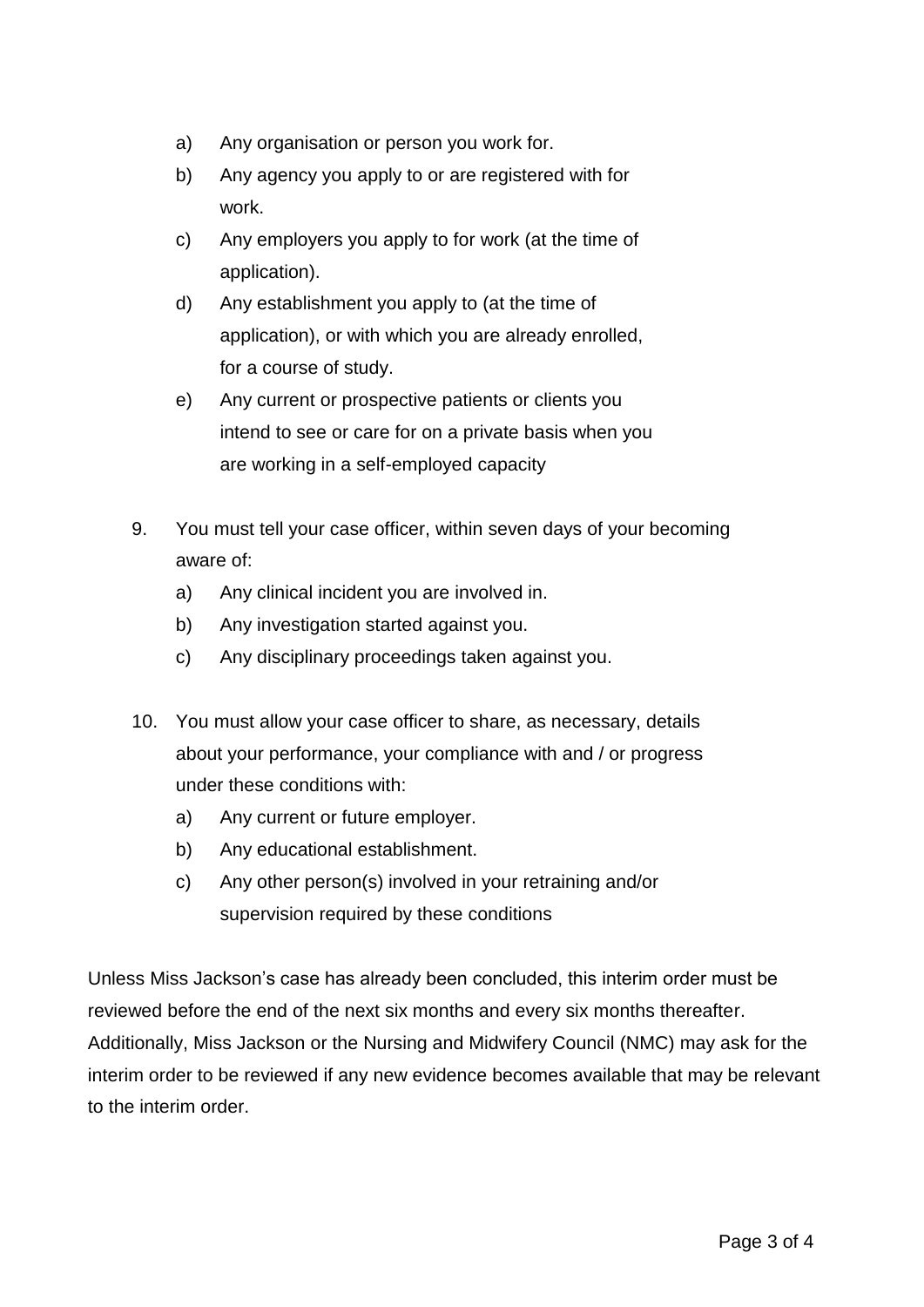a) Any organisation or person you work for.
   b) Any agency you apply to or are registered with for work.
   c) Any employers you apply to for work (at the time of application).
   d) Any establishment you apply to (at the time of application), or with which you are already enrolled, for a course of study.
   e) Any current or prospective patients or clients you intend to see or care for on a private basis when you are working in a self-employed capacity

9. You must tell your case officer, within seven days of your becoming aware of:
   a) Any clinical incident you are involved in.
   b) Any investigation started against you.
   c) Any disciplinary proceedings taken against you.

10. You must allow your case officer to share, as necessary, details about your performance, your compliance with and / or progress under these conditions with:
    a) Any current or future employer.
    b) Any educational establishment.
    c) Any other person(s) involved in your retraining and/or supervision required by these conditions

Unless Miss Jackson's case has already been concluded, this interim order must be reviewed before the end of the next six months and every six months thereafter. Additionally, Miss Jackson or the Nursing and Midwifery Council (NMC) may ask for the interim order to be reviewed if any new evidence becomes available that may be relevant to the interim order.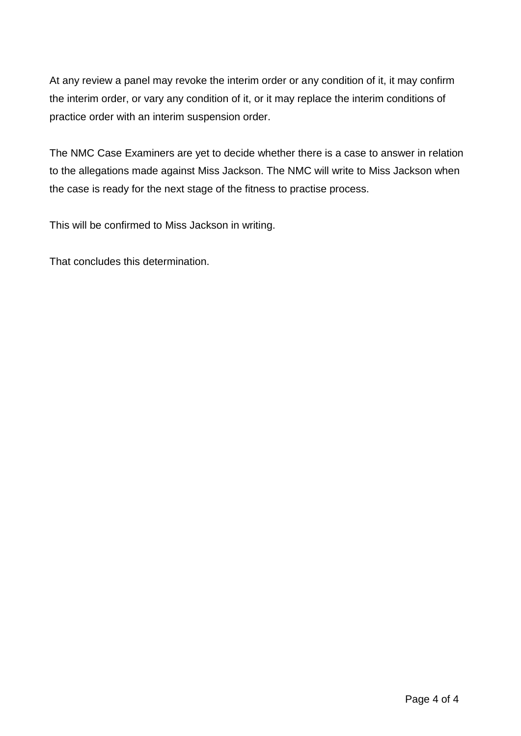At any review a panel may revoke the interim order or any condition of it, it may confirm the interim order, or vary any condition of it, or it may replace the interim conditions of practice order with an interim suspension order.

The NMC Case Examiners are yet to decide whether there is a case to answer in relation to the allegations made against Miss Jackson. The NMC will write to Miss Jackson when the case is ready for the next stage of the fitness to practise process.

This will be confirmed to Miss Jackson in writing.

That concludes this determination.